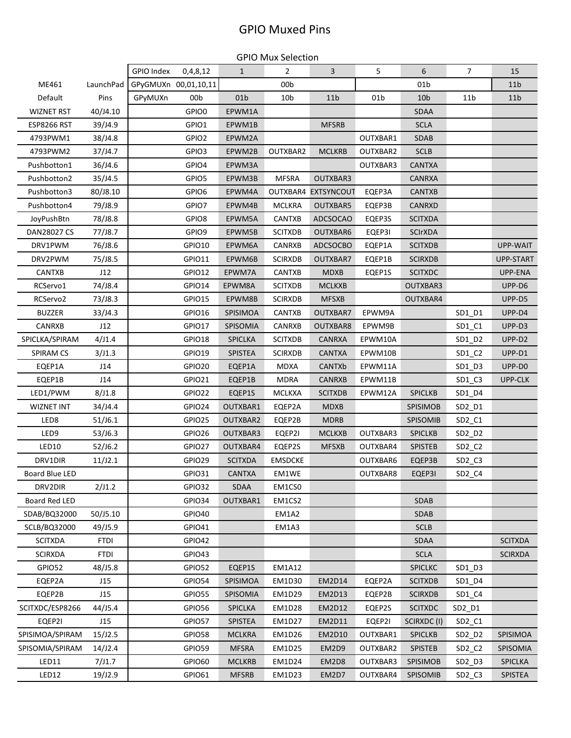# GPIO Muxed Pins

| | | | GPIO Mux Selection | | | | | | | |
|---|---|---|---|---|---|---|---|---|---|---|
| | | GPIO Index | 0,4,8,12 | 1 | 2 | 3 | 5 | 6 | 7 | 15 |
| ME461 | LaunchPad | GPyGMUXn | 00,01,10,11 | | 00b | | | 01b | | 11b |
| Default | Pins | GPyMUXn | 00b | 01b | 10b | 11b | 01b | 10b | 11b | 11b |
| WIZNET RST | 40/J4.10 | | GPIO0 | EPWM1A | | | | SDAA | | |
| ESP8266 RST | 39/J4.9 | | GPIO1 | EPWM1B | | MFSRB | | SCLA | | |
| 4793PWM1 | 38/J4.8 | | GPIO2 | EPWM2A | | | OUTXBAR1 | SDAB | | |
| 4793PWM2 | 37/J4.7 | | GPIO3 | EPWM2B | OUTXBAR2 | MCLKRB | OUTXBAR2 | SCLB | | |
| Pushbotton1 | 36/J4.6 | | GPIO4 | EPWM3A | | | OUTXBAR3 | CANTXA | | |
| Pushbotton2 | 35/J4.5 | | GPIO5 | EPWM3B | MFSRA | OUTXBAR3 | | CANRXA | | |
| Pushbotton3 | 80/J8.10 | | GPIO6 | EPWM4A | OUTXBAR4 | EXTSYNCOUT | EQEP3A | CANTXB | | |
| Pushbotton4 | 79/J8.9 | | GPIO7 | EPWM4B | MCLKRA | OUTXBAR5 | EQEP3B | CANRXD | | |
| JoyPushBtn | 78/J8.8 | | GPIO8 | EPWM5A | CANTXB | ADCSOCAO | EQEP3S | SCITXDA | | |
| DAN28027 CS | 77/J8.7 | | GPIO9 | EPWM5B | SCITXDB | OUTXBAR6 | EQEP3I | SCIrXDA | | |
| DRV1PWM | 76/J8.6 | | GPIO10 | EPWM6A | CANRXB | ADCSOCBO | EQEP1A | SCITXDB | | UPP-WAIT |
| DRV2PWM | 75/J8.5 | | GPIO11 | EPWM6B | SCIRXDB | OUTXBAR7 | EQEP1B | SCIRXDB | | UPP-START |
| CANTXB | J12 | | GPIO12 | EPWM7A | CANTXB | MDXB | EQEP1S | SCITXDC | | UPP-ENA |
| RCServo1 | 74/J8.4 | | GPIO14 | EPWM8A | SCITXDB | MCLKXB | | OUTXBAR3 | | UPP-D6 |
| RCServo2 | 73/J8.3 | | GPIO15 | EPWM8B | SCIRXDB | MFSXB | | OUTXBAR4 | | UPP-D5 |
| BUZZER | 33/J4.3 | | GPIO16 | SPISIMOA | CANTXB | OUTXBAR7 | EPWM9A | | SD1_D1 | UPP-D4 |
| CANRXB | J12 | | GPIO17 | SPISOMIA | CANRXB | OUTXBAR8 | EPWM9B | | SD1_C1 | UPP-D3 |
| SPICLKA/SPIRAM | 4/J1.4 | | GPIO18 | SPICLKA | SCITXDB | CANRXA | EPWM10A | | SD1_D2 | UPP-D2 |
| SPIRAM CS | 3/J1.3 | | GPIO19 | SPISTEA | SCIRXDB | CANTXA | EPWM10B | | SD1_C2 | UPP-D1 |
| EQEP1A | J14 | | GPIO20 | EQEP1A | MDXA | CANTXb | EPWM11A | | SD1_D3 | UPP-D0 |
| EQEP1B | J14 | | GPIO21 | EQEP1B | MDRA | CANRXB | EPWM11B | | SD1_C3 | UPP-CLK |
| LED1/PWM | 8/J1.8 | | GPIO22 | EQEP1S | MCLKXA | SCITXDB | EPWM12A | SPICLKB | SD1_D4 | |
| WIZNET INT | 34/J4.4 | | GPIO24 | OUTXBAR1 | EQEP2A | MDXB | | SPISIMOB | SD2_D1 | |
| LED8 | 51/J6.1 | | GPIO25 | OUTXBAR2 | EQEP2B | MDRB | | SPISOMIB | SD2_C1 | |
| LED9 | 53/J6.3 | | GPIO26 | OUTXBAR3 | EQEP2I | MCLKXB | OUTXBAR3 | SPICLKB | SD2_D2 | |
| LED10 | 52/J6.2 | | GPIO27 | OUTXBAR4 | EQEP2S | MFSXB | OUTXBAR4 | SPISTEB | SD2_C2 | |
| DRV1DIR | 11/J2.1 | | GPIO29 | SCITXDA | EMSDCKE | | OUTXBAR6 | EQEP3B | SD2_C3 | |
| Board Blue LED | | | GPIO31 | CANTXA | EM1WE | | OUTXBAR8 | EQEP3I | SD2_C4 | |
| DRV2DIR | 2/J1.2 | | GPIO32 | SDAA | EM1CS0 | | | | | |
| Board Red LED | | | GPIO34 | OUTXBAR1 | EM1CS2 | | | SDAB | | |
| SDAB/BQ32000 | 50/J5.10 | | GPIO40 | | EM1A2 | | | SDAB | | |
| SCLB/BQ32000 | 49/J5.9 | | GPIO41 | | EM1A3 | | | SCLB | | |
| SCITXDA | FTDI | | GPIO42 | | | | | SDAA | | SCITXDA |
| SCIRXDA | FTDI | | GPIO43 | | | | | SCLA | | SCIRXDA |
| GPIO52 | 48/J5.8 | | GPIO52 | EQEP1S | EM1A12 | | | SPICLKC | SD1_D3 | |
| EQEP2A | J15 | | GPIO54 | SPISIMOA | EM1D30 | EM2D14 | EQEP2A | SCITXDB | SD1_D4 | |
| EQEP2B | J15 | | GPIO55 | SPISOMIA | EM1D29 | EM2D13 | EQEP2B | SCIRXDB | SD1_C4 | |
| SCITXDC/ESP8266 | 44/J5.4 | | GPIO56 | SPICLKA | EM1D28 | EM2D12 | EQEP2S | SCITXDC | SD2_D1 | |
| EQEP2I | J15 | | GPIO57 | SPISTEA | EM1D27 | EM2D11 | EQEP2I | SCIRXDC (I) | SD2_C1 | |
| SPISIMOA/SPIRAM | 15/J2.5 | | GPIO58 | MCLKRA | EM1D26 | EM2D10 | OUTXBAR1 | SPICLKB | SD2_D2 | SPISIMOA |
| SPISOMIA/SPIRAM | 14/J2.4 | | GPIO59 | MFSRA | EM1D25 | EM2D9 | OUTXBAR2 | SPISTEB | SD2_C2 | SPISOMIA |
| LED11 | 7/J1.7 | | GPIO60 | MCLKRB | EM1D24 | EM2D8 | OUTXBAR3 | SPISIMOB | SD2_D3 | SPICLKA |
| LED12 | 19/J2.9 | | GPIO61 | MFSRB | EM1D23 | EM2D7 | OUTXBAR4 | SPISOMIB | SD2_C3 | SPISTEA |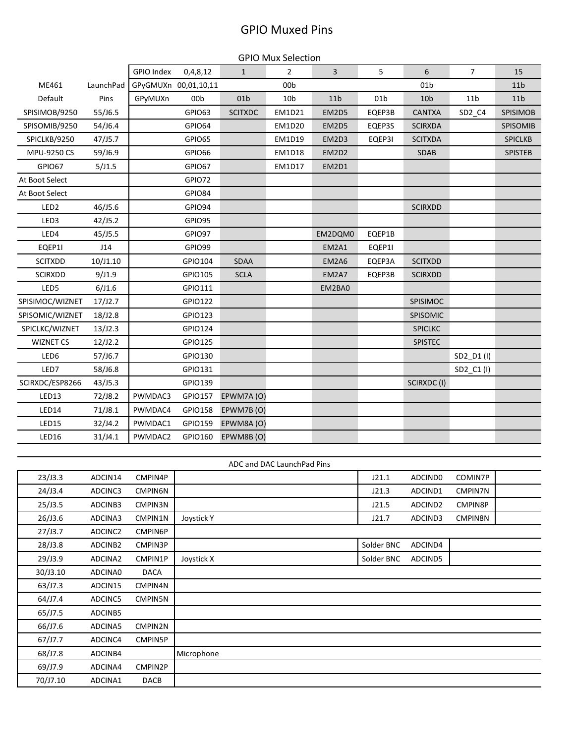# GPIO Muxed Pins

GPIO Mux Selection

| | | | | | | | | | | |
|---|---|---|---|---|---|---|---|---|---|---|
| | | GPIO Index | 0,4,8,12 | 1 | 2 | 3 | 5 | 6 | 7 | 15 |
| ME461 | LaunchPad | GPyGMUXn | 00,01,10,11 | | 00b | | | 01b | | 11b |
| Default | Pins | GPyMUXn | 00b | 01b | 10b | 11b | 01b | 10b | 11b | 11b |
| SPISIMOB/9250 | 55/J6.5 | | GPIO63 | SCITXDC | EM1D21 | EM2D5 | EQEP3B | CANTXA | SD2_C4 | SPISIMOB |
| SPISOMIB/9250 | 54/J6.4 | | GPIO64 | | EM1D20 | EM2D5 | EQEP3S | SCIRXDA | | SPISOMIB |
| SPICLKB/9250 | 47/J5.7 | | GPIO65 | | EM1D19 | EM2D3 | EQEP3I | SCITXDA | | SPICLKB |
| MPU-9250 CS | 59/J6.9 | | GPIO66 | | EM1D18 | EM2D2 | | SDAB | | SPISTEB |
| GPIO67 | 5/J1.5 | | GPIO67 | | EM1D17 | EM2D1 | | | | |
| At Boot Select | | | GPIO72 | | | | | | | |
| At Boot Select | | | GPIO84 | | | | | | | |
| LED2 | 46/J5.6 | | GPIO94 | | | | | SCIRXDD | | |
| LED3 | 42/J5.2 | | GPIO95 | | | | | | | |
| LED4 | 45/J5.5 | | GPIO97 | | | EM2DQM0 | EQEP1B | | | |
| EQEP1I | J14 | | GPIO99 | | | EM2A1 | EQEP1I | | | |
| SCITXDD | 10/J1.10 | | GPIO104 | SDAA | | EM2A6 | EQEP3A | SCITXDD | | |
| SCIRXDD | 9/J1.9 | | GPIO105 | SCLA | | EM2A7 | EQEP3B | SCIRXDD | | |
| LED5 | 6/J1.6 | | GPIO111 | | | EM2BA0 | | | | |
| SPISIMOC/WIZNET | 17/J2.7 | | GPIO122 | | | | | SPISIMOC | | |
| SPISOMIC/WIZNET | 18/J2.8 | | GPIO123 | | | | | SPISOMIC | | |
| SPICLKC/WIZNET | 13/J2.3 | | GPIO124 | | | | | SPICLKC | | |
| WIZNET CS | 12/J2.2 | | GPIO125 | | | | | SPISTEC | | |
| LED6 | 57/J6.7 | | GPIO130 | | | | | | SD2_D1 (I) | |
| LED7 | 58/J6.8 | | GPIO131 | | | | | | SD2_C1 (I) | |
| SCIRXDC/ESP8266 | 43/J5.3 | | GPIO139 | | | | | SCIRXDC (I) | | |
| LED13 | 72/J8.2 | PWMDAC3 | GPIO157 | EPWM7A (O) | | | | | | |
| LED14 | 71/J8.1 | PWMDAC4 | GPIO158 | EPWM7B (O) | | | | | | |
| LED15 | 32/J4.2 | PWMDAC1 | GPIO159 | EPWM8A (O) | | | | | | |
| LED16 | 31/J4.1 | PWMDAC2 | GPIO160 | EPWM8B (O) | | | | | | |

ADC and DAC LaunchPad Pins

| | | | | | | |
|---|---|---|---|---|---|---|
| 23/J3.3 | ADCIN14 | CMPIN4P | | J21.1 | ADCIND0 | COMIN7P |
| 24/J3.4 | ADCINC3 | CMPIN6N | | J21.3 | ADCIND1 | CMPIN7N |
| 25/J3.5 | ADCINB3 | CMPIN3N | | J21.5 | ADCIND2 | CMPIN8P |
| 26/J3.6 | ADCINA3 | CMPIN1N | Joystick Y | J21.7 | ADCIND3 | CMPIN8N |
| 27/J3.7 | ADCINC2 | CMPIN6P | | | | |
| 28/J3.8 | ADCINB2 | CMPIN3P | | Solder BNC | ADCIND4 | |
| 29/J3.9 | ADCINA2 | CMPIN1P | Joystick X | Solder BNC | ADCIND5 | |
| 30/J3.10 | ADCINA0 | DACA | | | | |
| 63/J7.3 | ADCIN15 | CMPIN4N | | | | |
| 64/J7.4 | ADCINC5 | CMPIN5N | | | | |
| 65/J7.5 | ADCINB5 | | | | | |
| 66/J7.6 | ADCINA5 | CMPIN2N | | | | |
| 67/J7.7 | ADCINC4 | CMPIN5P | | | | |
| 68/J7.8 | ADCINB4 | | Microphone | | | |
| 69/J7.9 | ADCINA4 | CMPIN2P | | | | |
| 70/J7.10 | ADCINA1 | DACB | | | | |